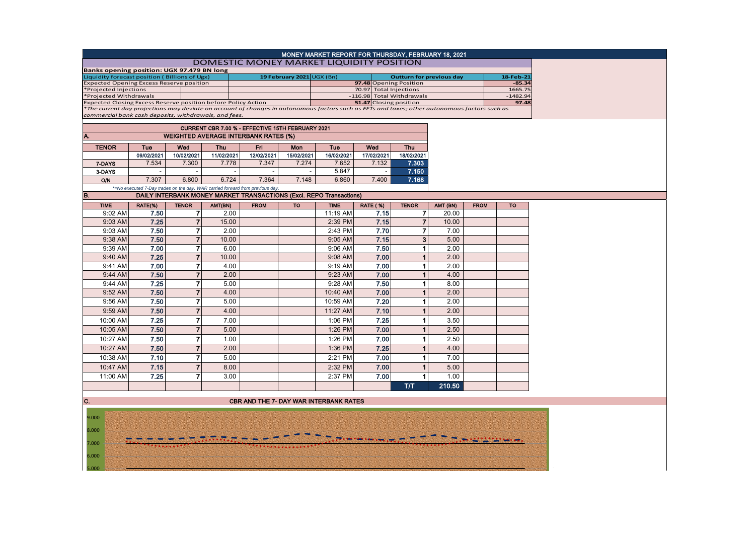# MONEY MARKET REPORT FOR THURSDAY, FEBRUARY 18, 2021

## DOMESTIC MONEY MARKET LIQUIDITY POSITION

**Banks opening position: UGX 97.479 BN long**

| Liquidity forecast position ( Billions of Ugx) | 19 February 2021 UGX (Bn) | Outturn for previous day | 18-Feb-21 |
|---|---|---|---|
| Expected Opening Excess Reserve position | 97.48 | Opening Position | -85.34 |
| *Projected Injections | 70.97 | Total Injections | 1665.75 |
| *Projected Withdrawals | -116.98 | Total Withdrawals | -1482.94 |
| Expected Closing Excess Reserve position before Policy Action | 51.47 | Closing position | 97.48 |

*The current day projections may deviate on account of changes in autonomous factors such as EFTs and taxes; other autonomous factors such as commercial bank cash deposits, withdrawals, and fees.*

**CURRENT CBR 7.00 % - EFFECTIVE 15TH FEBRUARY 2021**

### A. WEIGHTED AVERAGE INTERBANK RATES (%)

| TENOR | Tue | Wed | Thu | Fri | Mon | Tue | Wed | Thu |
|---|---|---|---|---|---|---|---|---|
| | 09/02/2021 | 10/02/2021 | 11/02/2021 | 12/02/2021 | 15/02/2021 | 16/02/2021 | 17/02/2021 | 18/02/2021 |
| 7-DAYS | 7.534 | 7.300 | 7.778 | 7.347 | 7.274 | 7.652 | 7.132 | 7.303 |
| 3-DAYS | - | - | - | - | - | 5.847 | - | 7.150 |
| O/N | 7.307 | 6.800 | 6.724 | 7.364 | 7.148 | 6.860 | 7.400 | 7.168 |

*=No executed 7-Day trades on the day. WAR carried forward from previous day.

### B. DAILY INTERBANK MONEY MARKET TRANSACTIONS (Excl. REPO Transactions)

| TIME | RATE(%) | TENOR | AMT(BN) | FROM | TO | TIME | RATE (%) | TENOR | AMT (BN) | FROM | TO |
|---|---|---|---|---|---|---|---|---|---|---|---|
| 9:02 AM | 7.50 | 7 | 2.00 | | | 11:19 AM | 7.15 | 7 | 20.00 | | |
| 9:03 AM | 7.25 | 7 | 15.00 | | | 2:39 PM | 7.15 | 7 | 10.00 | | |
| 9:03 AM | 7.50 | 7 | 2.00 | | | 2:43 PM | 7.70 | 7 | 7.00 | | |
| 9:38 AM | 7.50 | 7 | 10.00 | | | 9:05 AM | 7.15 | 3 | 5.00 | | |
| 9:39 AM | 7.00 | 7 | 6.00 | | | 9:06 AM | 7.50 | 1 | 2.00 | | |
| 9:40 AM | 7.25 | 7 | 10.00 | | | 9:08 AM | 7.00 | 1 | 2.00 | | |
| 9:41 AM | 7.00 | 7 | 4.00 | | | 9:19 AM | 7.00 | 1 | 2.00 | | |
| 9:44 AM | 7.50 | 7 | 2.00 | | | 9:23 AM | 7.00 | 1 | 4.00 | | |
| 9:44 AM | 7.25 | 7 | 5.00 | | | 9:28 AM | 7.50 | 1 | 8.00 | | |
| 9:52 AM | 7.50 | 7 | 4.00 | | | 10:40 AM | 7.00 | 1 | 2.00 | | |
| 9:56 AM | 7.50 | 7 | 5.00 | | | 10:59 AM | 7.20 | 1 | 2.00 | | |
| 9:59 AM | 7.50 | 7 | 4.00 | | | 11:27 AM | 7.10 | 1 | 2.00 | | |
| 10:00 AM | 7.25 | 7 | 7.00 | | | 1:06 PM | 7.25 | 1 | 3.50 | | |
| 10:05 AM | 7.50 | 7 | 5.00 | | | 1:26 PM | 7.00 | 1 | 2.50 | | |
| 10:27 AM | 7.50 | 7 | 1.00 | | | 1:26 PM | 7.00 | 1 | 2.50 | | |
| 10:27 AM | 7.50 | 7 | 2.00 | | | 1:36 PM | 7.25 | 1 | 4.00 | | |
| 10:38 AM | 7.10 | 7 | 5.00 | | | 2:21 PM | 7.00 | 1 | 7.00 | | |
| 10:47 AM | 7.15 | 7 | 8.00 | | | 2:32 PM | 7.00 | 1 | 5.00 | | |
| 11:00 AM | 7.25 | 7 | 3.00 | | | 2:37 PM | 7.00 | 1 | 1.00 | | |
| | | | | | | | | T/T | 210.50 | | |

### C. CBR AND THE 7- DAY WAR INTERBANK RATES

9.000
8.000
7.000
6.000
5.000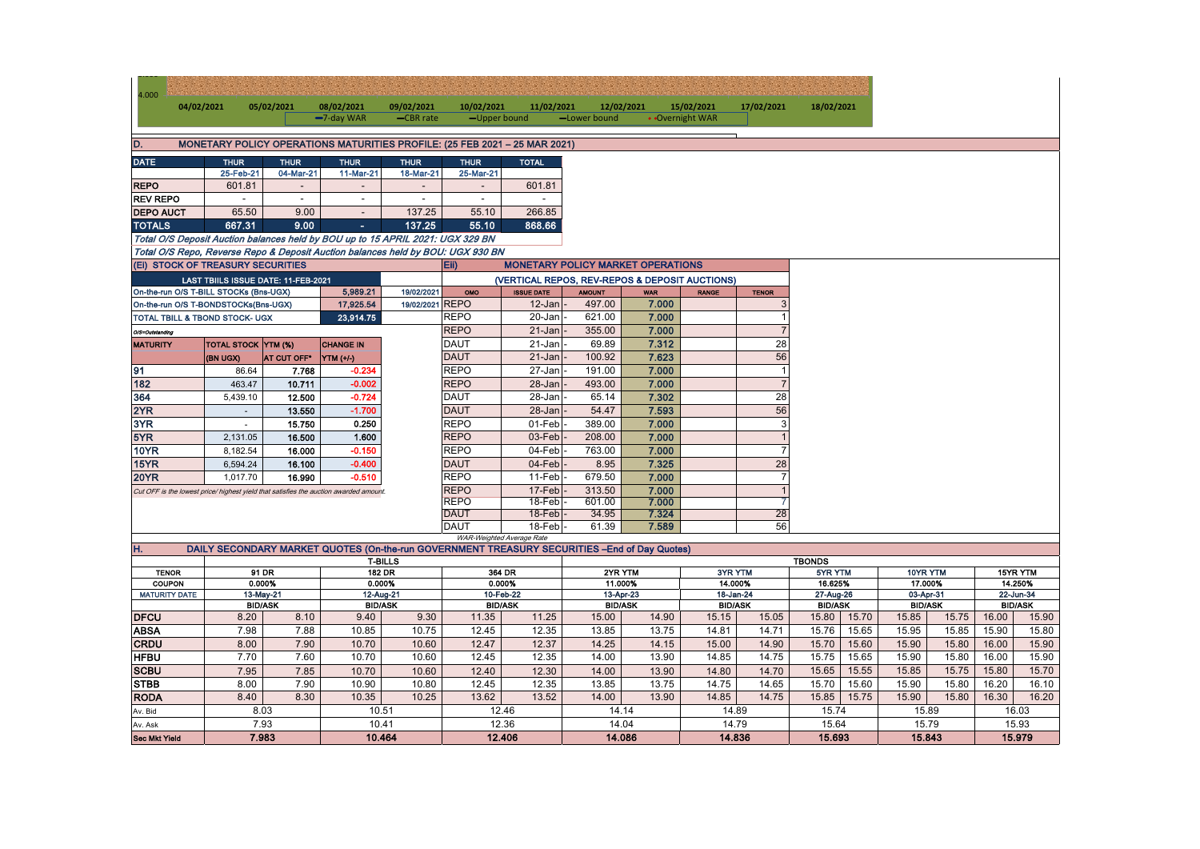4.000

04/02/2021 05/02/2021 08/02/2021 09/02/2021 10/02/2021 11/02/2021 12/02/2021 15/02/2021 17/02/2021 18/02/2021

7-day WAR | CBR rate | Upper bound | Lower bound | Overnight WAR

## D. MONETARY POLICY OPERATIONS MATURITIES PROFILE: (25 FEB 2021 – 25 MAR 2021)

| DATE | THUR | THUR | THUR | THUR | THUR | TOTAL |
|---|---|---|---|---|---|---|
| | 25-Feb-21 | 04-Mar-21 | 11-Mar-21 | 18-Mar-21 | 25-Mar-21 | |
| REPO | 601.81 | - | - | - | - | 601.81 |
| REV REPO | - | - | - | - | - | - |
| DEPO AUCT | 65.50 | 9.00 | - | 137.25 | 55.10 | 266.85 |
| TOTALS | 667.31 | 9.00 | - | 137.25 | 55.10 | 868.66 |

*Total O/S Deposit Auction balances held by BOU up to 15 APRIL 2021: UGX 329 BN*

*Total O/S Repo, Reverse Repo & Deposit Auction balances held by BOU: UGX 930 BN*

## (Ei) STOCK OF TREASURY SECURITIES

| LAST TBIILS ISSUE DATE: 11-FEB-2021 | | | |
|---|---|---|---|
| On-the-run O/S T-BILL STOCKs (Bns-UGX) | | 5,989.21 | 19/02/2021 |
| On-the-run O/S T-BONDSTOCKs(Bns-UGX) | | 17,925.54 | 19/02/2021 |
| TOTAL TBILL & TBOND STOCK- UGX | | 23,914.75 | |

*O/S=Outstanding*

| MATURITY | TOTAL STOCK (BN UGX) | YTM (%) AT CUT OFF* | CHANGE IN YTM (+/-) |
|---|---|---|---|
| 91 | 86.64 | 7.768 | -0.234 |
| 182 | 463.47 | 10.711 | -0.002 |
| 364 | 5,439.10 | 12.500 | -0.724 |
| 2YR | - | 13.550 | -1.700 |
| 3YR | - | 15.750 | 0.250 |
| 5YR | 2,131.05 | 16.500 | 1.600 |
| 10YR | 8,182.54 | 16.000 | -0.150 |
| 15YR | 6,594.24 | 16.100 | -0.400 |
| 20YR | 1,017.70 | 16.990 | -0.510 |

*Cut OFF is the lowest price/ highest yield that satisfies the auction awarded amount.*

## Eii) MONETARY POLICY MARKET OPERATIONS

(VERTICAL REPOS, REV-REPOS & DEPOSIT AUCTIONS)

| OMO | ISSUE DATE | AMOUNT | WAR | RANGE | TENOR |
|---|---|---|---|---|---|
| REPO | 12-Jan | 497.00 | 7.000 | | 3 |
| REPO | 20-Jan | 621.00 | 7.000 | | 1 |
| REPO | 21-Jan | 355.00 | 7.000 | | 7 |
| DAUT | 21-Jan | 69.89 | 7.312 | | 28 |
| DAUT | 21-Jan | 100.92 | 7.623 | | 56 |
| REPO | 27-Jan | 191.00 | 7.000 | | 1 |
| REPO | 28-Jan | 493.00 | 7.000 | | 7 |
| DAUT | 28-Jan | 65.14 | 7.302 | | 28 |
| DAUT | 28-Jan | 54.47 | 7.593 | | 56 |
| REPO | 01-Feb | 389.00 | 7.000 | | 3 |
| REPO | 03-Feb | 208.00 | 7.000 | | 1 |
| REPO | 04-Feb | 763.00 | 7.000 | | 7 |
| DAUT | 04-Feb | 8.95 | 7.325 | | 28 |
| REPO | 11-Feb | 679.50 | 7.000 | | 7 |
| REPO | 17-Feb | 313.50 | 7.000 | | 1 |
| REPO | 18-Feb | 601.00 | 7.000 | | 7 |
| DAUT | 18-Feb | 34.95 | 7.324 | | 28 |
| DAUT | 18-Feb | 61.39 | 7.589 | | 56 |

*WAR-Weighted Average Rate*

## H. DAILY SECONDARY MARKET QUOTES (On-the-run GOVERNMENT TREASURY SECURITIES –End of Day Quotes)

| | T-BILLS | | | | | | TBONDS | | | | | | | | | |
|---|---|---|---|---|---|---|---|---|---|---|---|---|---|---|---|---|
| TENOR | 91 DR | | 182 DR | | 364 DR | | 2YR YTM | | 3YR YTM | | 5YR YTM | | 10YR YTM | | 15YR YTM | |
| COUPON | 0.000% | | 0.000% | | 0.000% | | 11.000% | | 14.000% | | 16.625% | | 17.000% | | 14.250% | |
| MATURITY DATE | 13-May-21 | | 12-Aug-21 | | 10-Feb-22 | | 13-Apr-23 | | 18-Jan-24 | | 27-Aug-26 | | 03-Apr-31 | | 22-Jun-34 | |
| | BID/ASK | | BID/ASK | | BID/ASK | | BID/ASK | | BID/ASK | | BID/ASK | | BID/ASK | | BID/ASK | |
| DFCU | 8.20 | 8.10 | 9.40 | 9.30 | 11.35 | 11.25 | 15.00 | 14.90 | 15.15 | 15.05 | 15.80 | 15.70 | 15.85 | 15.75 | 16.00 | 15.90 |
| ABSA | 7.98 | 7.88 | 10.85 | 10.75 | 12.45 | 12.35 | 13.85 | 13.75 | 14.81 | 14.71 | 15.76 | 15.65 | 15.95 | 15.85 | 15.90 | 15.80 |
| CRDU | 8.00 | 7.90 | 10.70 | 10.60 | 12.47 | 12.37 | 14.25 | 14.15 | 15.00 | 14.90 | 15.70 | 15.60 | 15.90 | 15.80 | 16.00 | 15.90 |
| HFBU | 7.70 | 7.60 | 10.70 | 10.60 | 12.45 | 12.35 | 14.00 | 13.90 | 14.85 | 14.75 | 15.75 | 15.65 | 15.90 | 15.80 | 16.00 | 15.90 |
| SCBU | 7.95 | 7.85 | 10.70 | 10.60 | 12.40 | 12.30 | 14.00 | 13.90 | 14.80 | 14.70 | 15.65 | 15.55 | 15.85 | 15.75 | 15.80 | 15.70 |
| STBB | 8.00 | 7.90 | 10.90 | 10.80 | 12.45 | 12.35 | 13.85 | 13.75 | 14.75 | 14.65 | 15.70 | 15.60 | 15.90 | 15.80 | 16.20 | 16.10 |
| RODA | 8.40 | 8.30 | 10.35 | 10.25 | 13.62 | 13.52 | 14.00 | 13.90 | 14.85 | 14.75 | 15.85 | 15.75 | 15.90 | 15.80 | 16.30 | 16.20 |
| Av. Bid | 8.03 | | 10.51 | | 12.46 | | 14.14 | | 14.89 | | 15.74 | | 15.89 | | 16.03 | |
| Av. Ask | 7.93 | | 10.41 | | 12.36 | | 14.04 | | 14.79 | | 15.64 | | 15.79 | | 15.93 | |
| Sec Mkt Yield | 7.983 | | 10.464 | | 12.406 | | 14.086 | | 14.836 | | 15.693 | | 15.843 | | 15.979 | |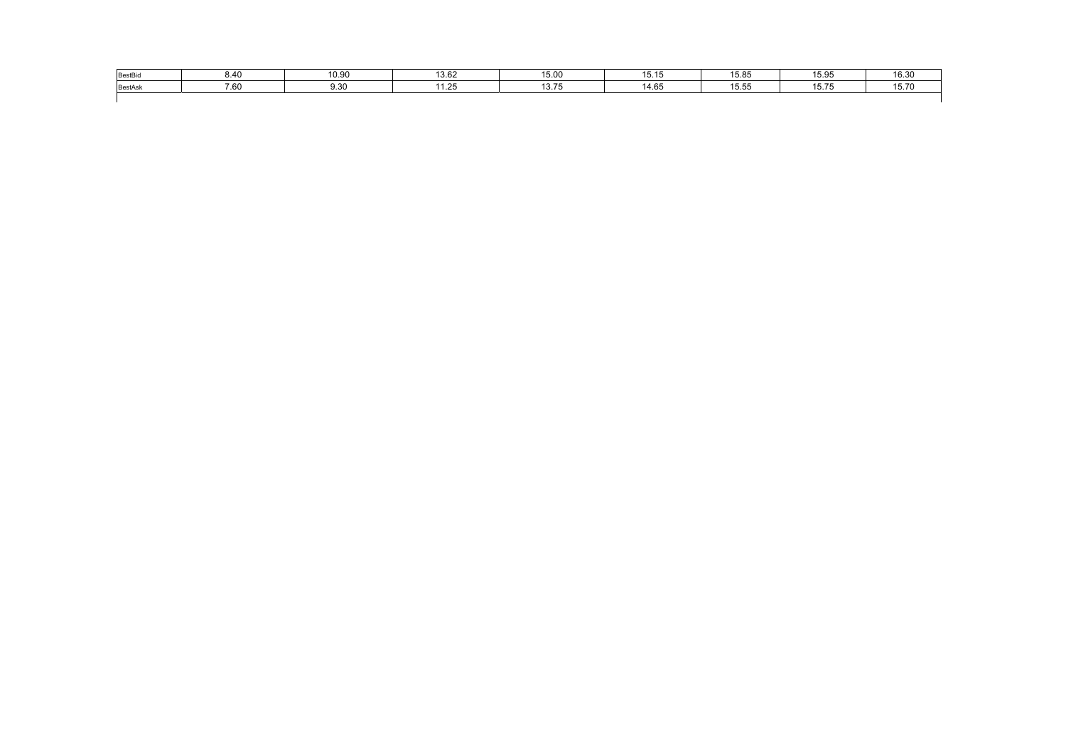| | | | | | | | | |
|---|---|---|---|---|---|---|---|---|
| BestBid | 8.40 | 10.90 | 13.62 | 15.00 | 15.15 | 15.85 | 15.95 | 16.30 |
| BestAsk | 7.60 | 9.30 | 11.25 | 13.75 | 14.65 | 15.55 | 15.75 | 15.70 |